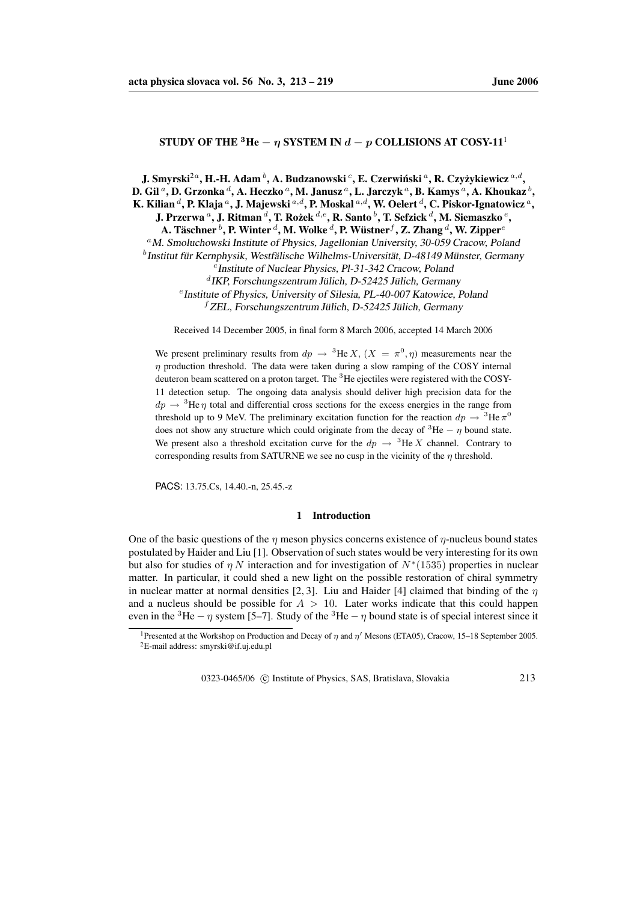# STUDY OF THE $^3$He $- \eta$ SYSTEM IN $d - p$ COLLISIONS AT COSY-11[1]

**J. Smyrski[2a], H.-H. Adam[b], A. Budzanowski[c], E. Czerwiński[a], R. Czyżykiewicz[a,d], D. Gil[a], D. Grzonka[d], A. Heczko[a], M. Janusz[a], L. Jarczyk[a], B. Kamys[a], A. Khoukaz[b], K. Kilian[d], P. Klaja[a], J. Majewski[a,d], P. Moskal[a,d], W. Oelert[d], C. Piskor-Ignatowicz[a], J. Przerwa[a], J. Ritman[d], T. Rożek[d,e], R. Santo[b], T. Sefzick[d], M. Siemaszko[e], A. Täschner[b], P. Winter[d], M. Wolke[d], P. Wüstner[f], Z. Zhang[d], W. Zipper[e]**

[a] *M. Smoluchowski Institute of Physics, Jagellonian University, 30-059 Cracow, Poland*
[b] *Institut für Kernphysik, Westfälische Wilhelms-Universität, D-48149 Münster, Germany*
[c] *Institute of Nuclear Physics, Pl-31-342 Cracow, Poland*
[d] *IKP, Forschungszentrum Jülich, D-52425 Jülich, Germany*
[e] *Institute of Physics, University of Silesia, PL-40-007 Katowice, Poland*
[f] *ZEL, Forschungszentrum Jülich, D-52425 Jülich, Germany*

Received 14 December 2005, in final form 8 March 2006, accepted 14 March 2006

We present preliminary results from $dp \to {}^3\mathrm{He}\,X$, ($X = \pi^0, \eta$) measurements near the $\eta$ production threshold. The data were taken during a slow ramping of the COSY internal deuteron beam scattered on a proton target. The $^3$He ejectiles were registered with the COSY-11 detection setup. The ongoing data analysis should deliver high precision data for the $dp \to {}^3\mathrm{He}\,\eta$ total and differential cross sections for the excess energies in the range from threshold up to 9 MeV. The preliminary excitation function for the reaction $dp \to {}^3\mathrm{He}\,\pi^0$ does not show any structure which could originate from the decay of $^3\mathrm{He} - \eta$ bound state. We present also a threshold excitation curve for the $dp \to {}^3\mathrm{He}\,X$ channel. Contrary to corresponding results from SATURNE we see no cusp in the vicinity of the $\eta$ threshold.

PACS: 13.75.Cs, 14.40.-n, 25.45.-z

## 1 Introduction

One of the basic questions of the $\eta$ meson physics concerns existence of $\eta$-nucleus bound states postulated by Haider and Liu [1]. Observation of such states would be very interesting for its own but also for studies of $\eta N$ interaction and for investigation of $N^*(1535)$ properties in nuclear matter. In particular, it could shed a new light on the possible restoration of chiral symmetry in nuclear matter at normal densities [2, 3]. Liu and Haider [4] claimed that binding of the $\eta$ and a nucleus should be possible for $A > 10$. Later works indicate that this could happen even in the $^3\mathrm{He} - \eta$ system [5–7]. Study of the $^3\mathrm{He} - \eta$ bound state is of special interest since it

[1] Presented at the Workshop on Production and Decay of $\eta$ and $\eta'$ Mesons (ETA05), Cracow, 15–18 September 2005.
[2] E-mail address: smyrski@if.uj.edu.pl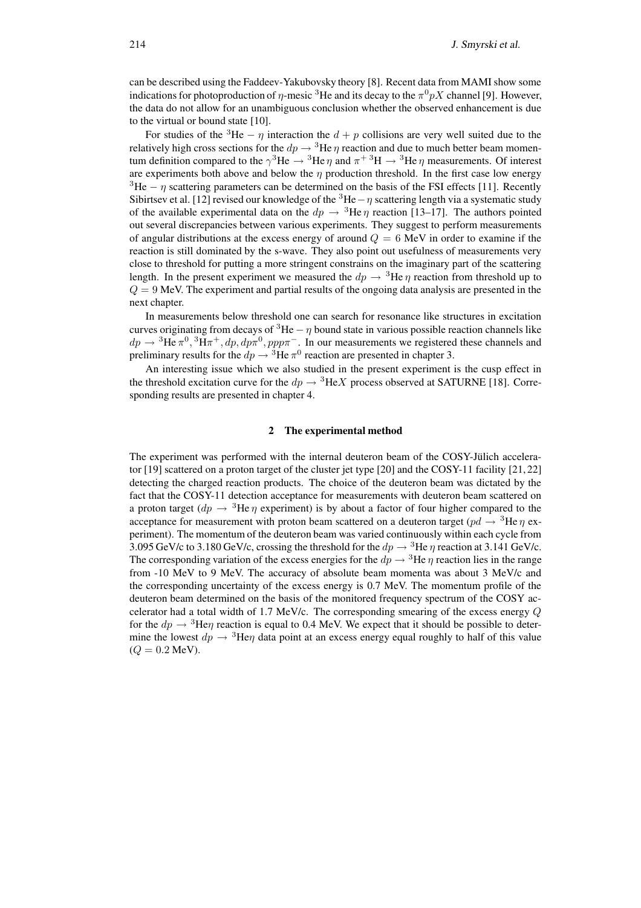can be described using the Faddeev-Yakubovsky theory [8]. Recent data from MAMI show some indications for photoproduction of $\eta$-mesic $^3$He and its decay to the $\pi^0 pX$ channel [9]. However, the data do not allow for an unambiguous conclusion whether the observed enhancement is due to the virtual or bound state [10].

For studies of the $^3\mathrm{He} - \eta$ interaction the $d + p$ collisions are very well suited due to the relatively high cross sections for the $dp \to {}^3\mathrm{He}\,\eta$ reaction and due to much better beam momentum definition compared to the $\gamma^3\mathrm{He} \to {}^3\mathrm{He}\,\eta$ and $\pi^+\,{}^3\mathrm{H} \to {}^3\mathrm{He}\,\eta$ measurements. Of interest are experiments both above and below the $\eta$ production threshold. In the first case low energy $^3\mathrm{He} - \eta$ scattering parameters can be determined on the basis of the FSI effects [11]. Recently Sibirtsev et al. [12] revised our knowledge of the $^3\mathrm{He} - \eta$ scattering length via a systematic study of the available experimental data on the $dp \to {}^3\mathrm{He}\,\eta$ reaction [13–17]. The authors pointed out several discrepancies between various experiments. They suggest to perform measurements of angular distributions at the excess energy of around $Q = 6$ MeV in order to examine if the reaction is still dominated by the s-wave. They also point out usefulness of measurements very close to threshold for putting a more stringent constrains on the imaginary part of the scattering length. In the present experiment we measured the $dp \to {}^3\mathrm{He}\,\eta$ reaction from threshold up to $Q = 9$ MeV. The experiment and partial results of the ongoing data analysis are presented in the next chapter.

In measurements below threshold one can search for resonance like structures in excitation curves originating from decays of $^3\mathrm{He} - \eta$ bound state in various possible reaction channels like $dp \to {}^3\mathrm{He}\,\pi^0, {}^3\mathrm{H}\pi^+, dp, dp\pi^0, ppp\pi^-$. In our measurements we registered these channels and preliminary results for the $dp \to {}^3\mathrm{He}\,\pi^0$ reaction are presented in chapter 3.

An interesting issue which we also studied in the present experiment is the cusp effect in the threshold excitation curve for the $dp \to {}^3\mathrm{He}X$ process observed at SATURNE [18]. Corresponding results are presented in chapter 4.

## 2 The experimental method

The experiment was performed with the internal deuteron beam of the COSY-Jülich accelerator [19] scattered on a proton target of the cluster jet type [20] and the COSY-11 facility [21, 22] detecting the charged reaction products. The choice of the deuteron beam was dictated by the fact that the COSY-11 detection acceptance for measurements with deuteron beam scattered on a proton target ($dp \to {}^3\mathrm{He}\,\eta$ experiment) is by about a factor of four higher compared to the acceptance for measurement with proton beam scattered on a deuteron target ($pd \to {}^3\mathrm{He}\,\eta$ experiment). The momentum of the deuteron beam was varied continuously within each cycle from 3.095 GeV/c to 3.180 GeV/c, crossing the threshold for the $dp \to {}^3\mathrm{He}\,\eta$ reaction at 3.141 GeV/c. The corresponding variation of the excess energies for the $dp \to {}^3\mathrm{He}\,\eta$ reaction lies in the range from -10 MeV to 9 MeV. The accuracy of absolute beam momenta was about 3 MeV/c and the corresponding uncertainty of the excess energy is 0.7 MeV. The momentum profile of the deuteron beam determined on the basis of the monitored frequency spectrum of the COSY accelerator had a total width of 1.7 MeV/c. The corresponding smearing of the excess energy $Q$ for the $dp \to {}^3\mathrm{He}\eta$ reaction is equal to 0.4 MeV. We expect that it should be possible to determine the lowest $dp \to {}^3\mathrm{He}\eta$ data point at an excess energy equal roughly to half of this value ($Q = 0.2$ MeV).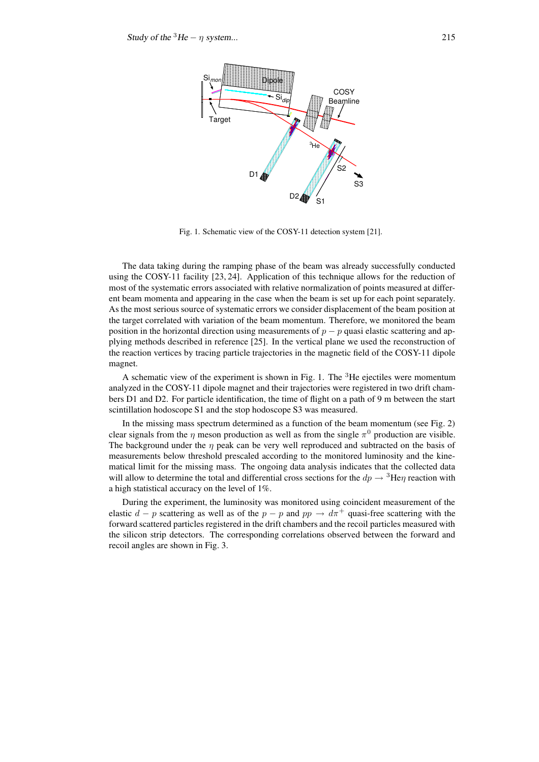Si$_{mon}$

Dipole

Si$_{dip}$

COSY Beamline

Target

$^3$He

S2

S3

D1

D2

S1

Fig. 1. Schematic view of the COSY-11 detection system [21].

The data taking during the ramping phase of the beam was already successfully conducted using the COSY-11 facility [23, 24]. Application of this technique allows for the reduction of most of the systematic errors associated with relative normalization of points measured at different beam momenta and appearing in the case when the beam is set up for each point separately. As the most serious source of systematic errors we consider displacement of the beam position at the target correlated with variation of the beam momentum. Therefore, we monitored the beam position in the horizontal direction using measurements of $p-p$ quasi elastic scattering and applying methods described in reference [25]. In the vertical plane we used the reconstruction of the reaction vertices by tracing particle trajectories in the magnetic field of the COSY-11 dipole magnet.

A schematic view of the experiment is shown in Fig. 1. The $^3$He ejectiles were momentum analyzed in the COSY-11 dipole magnet and their trajectories were registered in two drift chambers D1 and D2. For particle identification, the time of flight on a path of 9 m between the start scintillation hodoscope S1 and the stop hodoscope S3 was measured.

In the missing mass spectrum determined as a function of the beam momentum (see Fig. 2) clear signals from the $\eta$ meson production as well as from the single $\pi^0$ production are visible. The background under the $\eta$ peak can be very well reproduced and subtracted on the basis of measurements below threshold prescaled according to the monitored luminosity and the kinematical limit for the missing mass. The ongoing data analysis indicates that the collected data will allow to determine the total and differential cross sections for the $dp \to {}^3\mathrm{He}\eta$ reaction with a high statistical accuracy on the level of 1%.

During the experiment, the luminosity was monitored using coincident measurement of the elastic $d-p$ scattering as well as of the $p-p$ and $pp \to d\pi^+$ quasi-free scattering with the forward scattered particles registered in the drift chambers and the recoil particles measured with the silicon strip detectors. The corresponding correlations observed between the forward and recoil angles are shown in Fig. 3.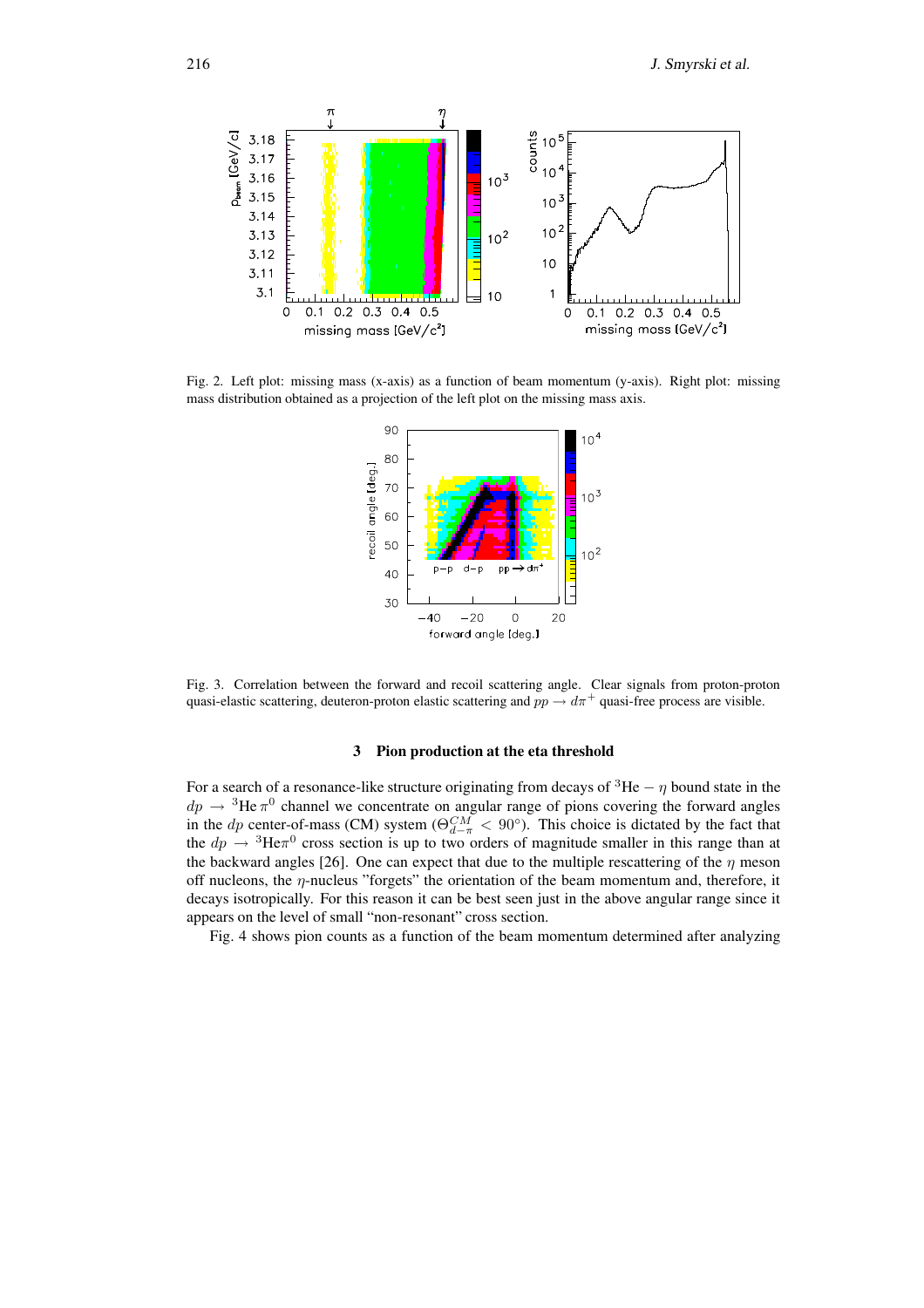π η

$p_{beam}$ [GeV/c]

3.18
3.17
3.16
3.15
3.14
3.13
3.12
3.11
3.1

0 0.1 0.2 0.3 0.4 0.5

missing mass [GeV/c²]

10³
10²
10

counts

10⁵
10⁴
10³
10²
10
1

0 0.1 0.2 0.3 0.4 0.5

missing mass [GeV/c²]

Fig. 2. Left plot: missing mass (x-axis) as a function of beam momentum (y-axis). Right plot: missing mass distribution obtained as a projection of the left plot on the missing mass axis.

recoil angle [deg.]

90
80
70
60
50
40
30

p−p d−p pp → dπ⁺

−40 −20 0 20

forward angle [deg.]

10⁴
10³
10²

Fig. 3. Correlation between the forward and recoil scattering angle. Clear signals from proton-proton quasi-elastic scattering, deuteron-proton elastic scattering and $pp \to d\pi^+$ quasi-free process are visible.

## 3 Pion production at the eta threshold

For a search of a resonance-like structure originating from decays of $^3\mathrm{He} - \eta$ bound state in the $dp \to {}^3\mathrm{He}\,\pi^0$ channel we concentrate on angular range of pions covering the forward angles in the $dp$ center-of-mass (CM) system ($\Theta^{CM}_{d-\pi} < 90°$). This choice is dictated by the fact that the $dp \to {}^3\mathrm{He}\pi^0$ cross section is up to two orders of magnitude smaller in this range than at the backward angles [26]. One can expect that due to the multiple rescattering of the $\eta$ meson off nucleons, the $\eta$-nucleus "forgets" the orientation of the beam momentum and, therefore, it decays isotropically. For this reason it can be best seen just in the above angular range since it appears on the level of small "non-resonant" cross section.

Fig. 4 shows pion counts as a function of the beam momentum determined after analyzing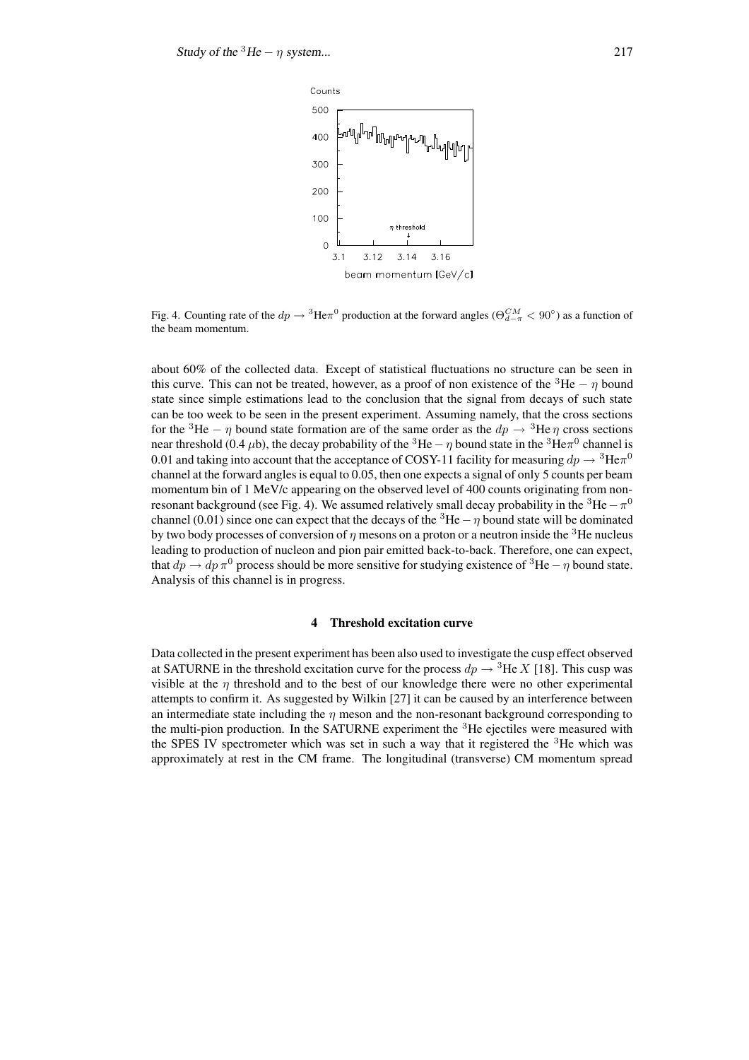Counts

500

400

300

200

100

0

3.1

3.12

3.14

3.16

η threshold

beam momentum [GeV/c]

Fig. 4. Counting rate of the $dp \rightarrow {}^3\mathrm{He}\pi^0$ production at the forward angles ($\Theta^{CM}_{d-\pi} < 90°$) as a function of the beam momentum.

about 60% of the collected data. Except of statistical fluctuations no structure can be seen in this curve. This can not be treated, however, as a proof of non existence of the ${}^3\mathrm{He} - \eta$ bound state since simple estimations lead to the conclusion that the signal from decays of such state can be too week to be seen in the present experiment. Assuming namely, that the cross sections for the ${}^3\mathrm{He} - \eta$ bound state formation are of the same order as the $dp \rightarrow {}^3\mathrm{He}\,\eta$ cross sections near threshold (0.4 $\mu$b), the decay probability of the ${}^3\mathrm{He} - \eta$ bound state in the ${}^3\mathrm{He}\pi^0$ channel is 0.01 and taking into account that the acceptance of COSY-11 facility for measuring $dp \rightarrow {}^3\mathrm{He}\pi^0$ channel at the forward angles is equal to 0.05, then one expects a signal of only 5 counts per beam momentum bin of 1 MeV/c appearing on the observed level of 400 counts originating from non-resonant background (see Fig. 4). We assumed relatively small decay probability in the ${}^3\mathrm{He} - \pi^0$ channel (0.01) since one can expect that the decays of the ${}^3\mathrm{He} - \eta$ bound state will be dominated by two body processes of conversion of $\eta$ mesons on a proton or a neutron inside the ${}^3\mathrm{He}$ nucleus leading to production of nucleon and pion pair emitted back-to-back. Therefore, one can expect, that $dp \rightarrow dp\,\pi^0$ process should be more sensitive for studying existence of ${}^3\mathrm{He} - \eta$ bound state. Analysis of this channel is in progress.

## 4 Threshold excitation curve

Data collected in the present experiment has been also used to investigate the cusp effect observed at SATURNE in the threshold excitation curve for the process $dp \rightarrow {}^3\mathrm{He}\,X$ [18]. This cusp was visible at the $\eta$ threshold and to the best of our knowledge there were no other experimental attempts to confirm it. As suggested by Wilkin [27] it can be caused by an interference between an intermediate state including the $\eta$ meson and the non-resonant background corresponding to the multi-pion production. In the SATURNE experiment the ${}^3\mathrm{He}$ ejectiles were measured with the SPES IV spectrometer which was set in such a way that it registered the ${}^3\mathrm{He}$ which was approximately at rest in the CM frame. The longitudinal (transverse) CM momentum spread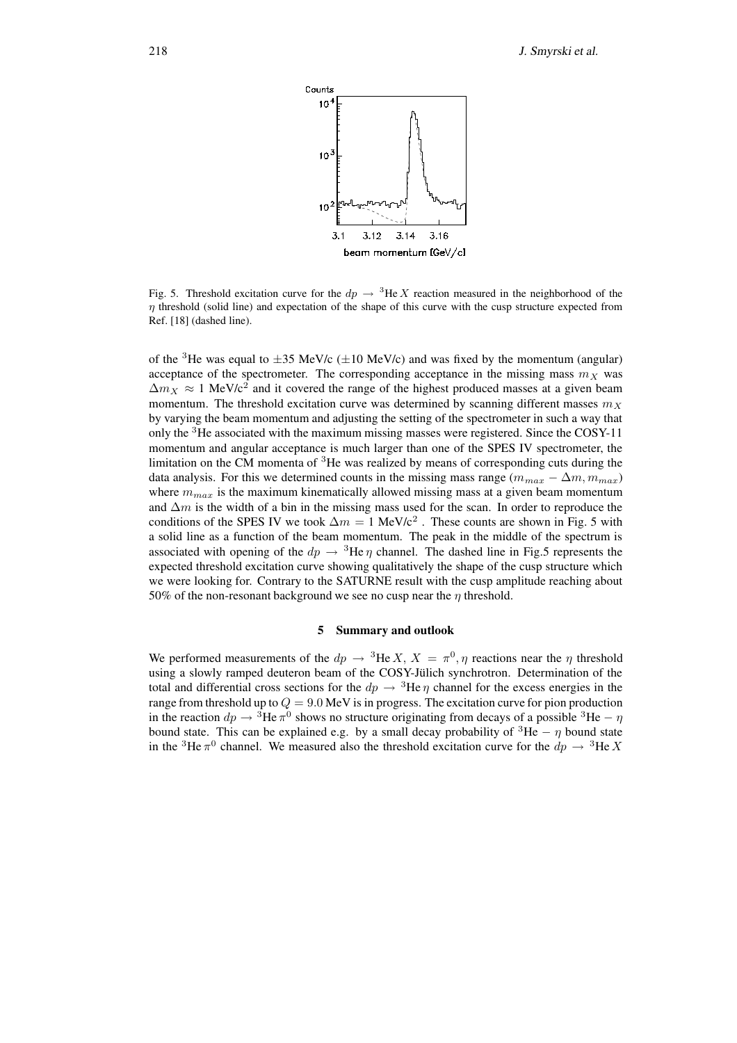Counts

$10^4$

$10^3$

$10^2$

3.1 3.12 3.14 3.16

beam momentum [GeV/c]

Fig. 5. Threshold excitation curve for the $dp \rightarrow {}^3\mathrm{He}\, X$ reaction measured in the neighborhood of the $\eta$ threshold (solid line) and expectation of the shape of this curve with the cusp structure expected from Ref. [18] (dashed line).

of the $^3$He was equal to $\pm 35$ MeV/c ($\pm 10$ MeV/c) and was fixed by the momentum (angular) acceptance of the spectrometer. The corresponding acceptance in the missing mass $m_X$ was $\Delta m_X \approx 1$ MeV/c$^2$ and it covered the range of the highest produced masses at a given beam momentum. The threshold excitation curve was determined by scanning different masses $m_X$ by varying the beam momentum and adjusting the setting of the spectrometer in such a way that only the $^3$He associated with the maximum missing masses were registered. Since the COSY-11 momentum and angular acceptance is much larger than one of the SPES IV spectrometer, the limitation on the CM momenta of $^3$He was realized by means of corresponding cuts during the data analysis. For this we determined counts in the missing mass range $(m_{max} - \Delta m, m_{max})$ where $m_{max}$ is the maximum kinematically allowed missing mass at a given beam momentum and $\Delta m$ is the width of a bin in the missing mass used for the scan. In order to reproduce the conditions of the SPES IV we took $\Delta m = 1$ MeV/c$^2$ . These counts are shown in Fig. 5 with a solid line as a function of the beam momentum. The peak in the middle of the spectrum is associated with opening of the $dp \rightarrow {}^3\mathrm{He}\, \eta$ channel. The dashed line in Fig.5 represents the expected threshold excitation curve showing qualitatively the shape of the cusp structure which we were looking for. Contrary to the SATURNE result with the cusp amplitude reaching about 50% of the non-resonant background we see no cusp near the $\eta$ threshold.

## 5 Summary and outlook

We performed measurements of the $dp \rightarrow {}^3\mathrm{He}\, X$, $X = \pi^0, \eta$ reactions near the $\eta$ threshold using a slowly ramped deuteron beam of the COSY-Jülich synchrotron. Determination of the total and differential cross sections for the $dp \rightarrow {}^3\mathrm{He}\, \eta$ channel for the excess energies in the range from threshold up to $Q = 9.0$ MeV is in progress. The excitation curve for pion production in the reaction $dp \rightarrow {}^3\mathrm{He}\, \pi^0$ shows no structure originating from decays of a possible $^3\mathrm{He} - \eta$ bound state. This can be explained e.g. by a small decay probability of $^3\mathrm{He} - \eta$ bound state in the $^3\mathrm{He}\, \pi^0$ channel. We measured also the threshold excitation curve for the $dp \rightarrow {}^3\mathrm{He}\, X$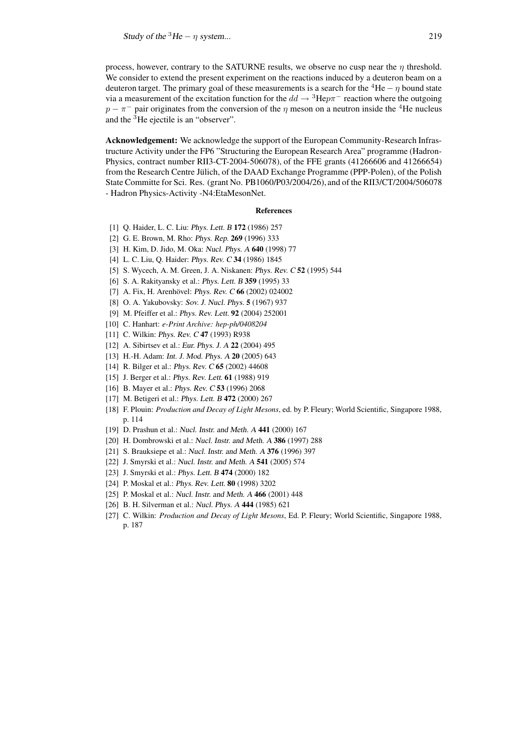process, however, contrary to the SATURNE results, we observe no cusp near the $\eta$ threshold. We consider to extend the present experiment on the reactions induced by a deuteron beam on a deuteron target. The primary goal of these measurements is a search for the $^4\mathrm{He}-\eta$ bound state via a measurement of the excitation function for the $dd \rightarrow {}^3\mathrm{He}p\pi^-$ reaction where the outgoing $p-\pi^-$ pair originates from the conversion of the $\eta$ meson on a neutron inside the $^4$He nucleus and the $^3$He ejectile is an "observer".

**Acknowledgement:** We acknowledge the support of the European Community-Research Infrastructure Activity under the FP6 "Structuring the European Research Area" programme (HadronPhysics, contract number RII3-CT-2004-506078), of the FFE grants (41266606 and 41266654) from the Research Centre Jülich, of the DAAD Exchange Programme (PPP-Polen), of the Polish State Committe for Sci. Res. (grant No. PB1060/P03/2004/26), and of the RII3/CT/2004/506078 - Hadron Physics-Activity -N4:EtaMesonNet.

## References

[1] Q. Haider, L. C. Liu: *Phys. Lett. B* **172** (1986) 257
[2] G. E. Brown, M. Rho: *Phys. Rep.* **269** (1996) 333
[3] H. Kim, D. Jido, M. Oka: *Nucl. Phys. A* **640** (1998) 77
[4] L. C. Liu, Q. Haider: *Phys. Rev. C* **34** (1986) 1845
[5] S. Wycech, A. M. Green, J. A. Niskanen: *Phys. Rev. C* **52** (1995) 544
[6] S. A. Rakityansky et al.: *Phys. Lett. B* **359** (1995) 33
[7] A. Fix, H. Arenhövel: *Phys. Rev. C* **66** (2002) 024002
[8] O. A. Yakubovsky: *Sov. J. Nucl. Phys.* **5** (1967) 937
[9] M. Pfeiffer et al.: *Phys. Rev. Lett.* **92** (2004) 252001
[10] C. Hanhart: *e-Print Archive: hep-ph/0408204*
[11] C. Wilkin: *Phys. Rev. C* **47** (1993) R938
[12] A. Sibirtsev et al.: *Eur. Phys. J. A* **22** (2004) 495
[13] H.-H. Adam: *Int. J. Mod. Phys. A* **20** (2005) 643
[14] R. Bilger et al.: *Phys. Rev. C* **65** (2002) 44608
[15] J. Berger et al.: *Phys. Rev. Lett.* **61** (1988) 919
[16] B. Mayer et al.: *Phys. Rev. C* **53** (1996) 2068
[17] M. Betigeri et al.: *Phys. Lett. B* **472** (2000) 267
[18] F. Plouin: *Production and Decay of Light Mesons*, ed. by P. Fleury; World Scientific, Singapore 1988, p. 114
[19] D. Prashun et al.: *Nucl. Instr. and Meth. A* **441** (2000) 167
[20] H. Dombrowski et al.: *Nucl. Instr. and Meth. A* **386** (1997) 288
[21] S. Brauksiepe et al.: *Nucl. Instr. and Meth. A* **376** (1996) 397
[22] J. Smyrski et al.: *Nucl. Instr. and Meth. A* **541** (2005) 574
[23] J. Smyrski et al.: *Phys. Lett. B* **474** (2000) 182
[24] P. Moskal et al.: *Phys. Rev. Lett.* **80** (1998) 3202
[25] P. Moskal et al.: *Nucl. Instr. and Meth. A* **466** (2001) 448
[26] B. H. Silverman et al.: *Nucl. Phys. A* **444** (1985) 621
[27] C. Wilkin: *Production and Decay of Light Mesons*, Ed. P. Fleury; World Scientific, Singapore 1988, p. 187